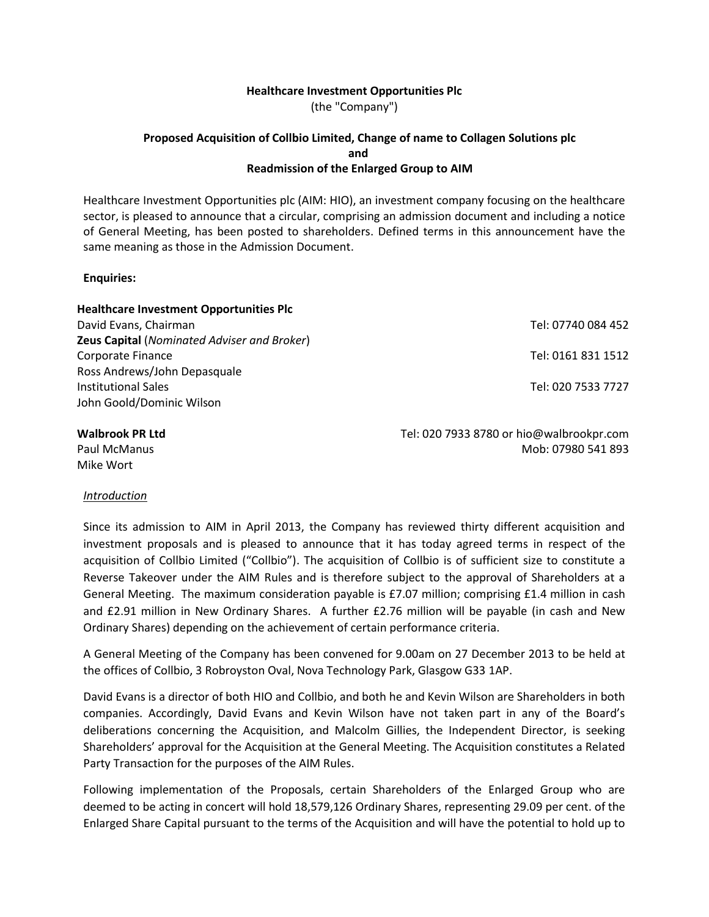**Healthcare Investment Opportunities Plc**

(the "Company")

**Proposed Acquisition of Collbio Limited, Change of name to Collagen Solutions plc and Readmission of the Enlarged Group to AIM**

Healthcare Investment Opportunities plc (AIM: HIO), an investment company focusing on the healthcare sector, is pleased to announce that a circular, comprising an admission document and including a notice of General Meeting, has been posted to shareholders. Defined terms in this announcement have the same meaning as those in the Admission Document.

**Enquiries:**

**Healthcare Investment Opportunities Plc**
David Evans, Chairman — Tel: 07740 084 452

**Zeus Capital** (*Nominated Adviser and Broker*)
Corporate Finance — Tel: 0161 831 1512
Ross Andrews/John Depasquale
Institutional Sales — Tel: 020 7533 7727
John Goold/Dominic Wilson

**Walbrook PR Ltd** — Tel: 020 7933 8780 or hio@walbrookpr.com
Paul McManus — Mob: 07980 541 893
Mike Wort

*Introduction*

Since its admission to AIM in April 2013, the Company has reviewed thirty different acquisition and investment proposals and is pleased to announce that it has today agreed terms in respect of the acquisition of Collbio Limited ("Collbio"). The acquisition of Collbio is of sufficient size to constitute a Reverse Takeover under the AIM Rules and is therefore subject to the approval of Shareholders at a General Meeting. The maximum consideration payable is £7.07 million; comprising £1.4 million in cash and £2.91 million in New Ordinary Shares. A further £2.76 million will be payable (in cash and New Ordinary Shares) depending on the achievement of certain performance criteria.

A General Meeting of the Company has been convened for 9.00am on 27 December 2013 to be held at the offices of Collbio, 3 Robroyston Oval, Nova Technology Park, Glasgow G33 1AP.

David Evans is a director of both HIO and Collbio, and both he and Kevin Wilson are Shareholders in both companies. Accordingly, David Evans and Kevin Wilson have not taken part in any of the Board's deliberations concerning the Acquisition, and Malcolm Gillies, the Independent Director, is seeking Shareholders' approval for the Acquisition at the General Meeting. The Acquisition constitutes a Related Party Transaction for the purposes of the AIM Rules.

Following implementation of the Proposals, certain Shareholders of the Enlarged Group who are deemed to be acting in concert will hold 18,579,126 Ordinary Shares, representing 29.09 per cent. of the Enlarged Share Capital pursuant to the terms of the Acquisition and will have the potential to hold up to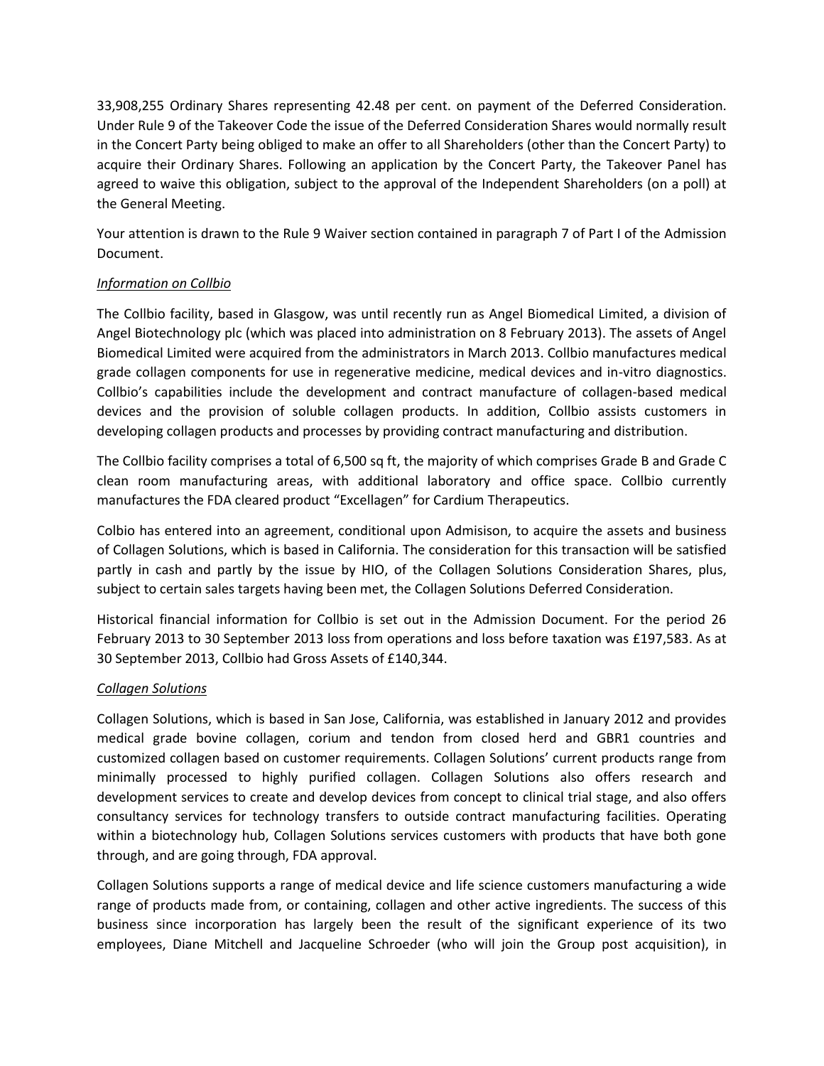33,908,255 Ordinary Shares representing 42.48 per cent. on payment of the Deferred Consideration. Under Rule 9 of the Takeover Code the issue of the Deferred Consideration Shares would normally result in the Concert Party being obliged to make an offer to all Shareholders (other than the Concert Party) to acquire their Ordinary Shares. Following an application by the Concert Party, the Takeover Panel has agreed to waive this obligation, subject to the approval of the Independent Shareholders (on a poll) at the General Meeting.

Your attention is drawn to the Rule 9 Waiver section contained in paragraph 7 of Part I of the Admission Document.

*Information on Collbio*

The Collbio facility, based in Glasgow, was until recently run as Angel Biomedical Limited, a division of Angel Biotechnology plc (which was placed into administration on 8 February 2013). The assets of Angel Biomedical Limited were acquired from the administrators in March 2013. Collbio manufactures medical grade collagen components for use in regenerative medicine, medical devices and in-vitro diagnostics. Collbio's capabilities include the development and contract manufacture of collagen-based medical devices and the provision of soluble collagen products. In addition, Collbio assists customers in developing collagen products and processes by providing contract manufacturing and distribution.

The Collbio facility comprises a total of 6,500 sq ft, the majority of which comprises Grade B and Grade C clean room manufacturing areas, with additional laboratory and office space. Collbio currently manufactures the FDA cleared product "Excellagen" for Cardium Therapeutics.

Colbio has entered into an agreement, conditional upon Admisison, to acquire the assets and business of Collagen Solutions, which is based in California. The consideration for this transaction will be satisfied partly in cash and partly by the issue by HIO, of the Collagen Solutions Consideration Shares, plus, subject to certain sales targets having been met, the Collagen Solutions Deferred Consideration.

Historical financial information for Collbio is set out in the Admission Document. For the period 26 February 2013 to 30 September 2013 loss from operations and loss before taxation was £197,583. As at 30 September 2013, Collbio had Gross Assets of £140,344.

*Collagen Solutions*

Collagen Solutions, which is based in San Jose, California, was established in January 2012 and provides medical grade bovine collagen, corium and tendon from closed herd and GBR1 countries and customized collagen based on customer requirements. Collagen Solutions' current products range from minimally processed to highly purified collagen. Collagen Solutions also offers research and development services to create and develop devices from concept to clinical trial stage, and also offers consultancy services for technology transfers to outside contract manufacturing facilities. Operating within a biotechnology hub, Collagen Solutions services customers with products that have both gone through, and are going through, FDA approval.

Collagen Solutions supports a range of medical device and life science customers manufacturing a wide range of products made from, or containing, collagen and other active ingredients. The success of this business since incorporation has largely been the result of the significant experience of its two employees, Diane Mitchell and Jacqueline Schroeder (who will join the Group post acquisition), in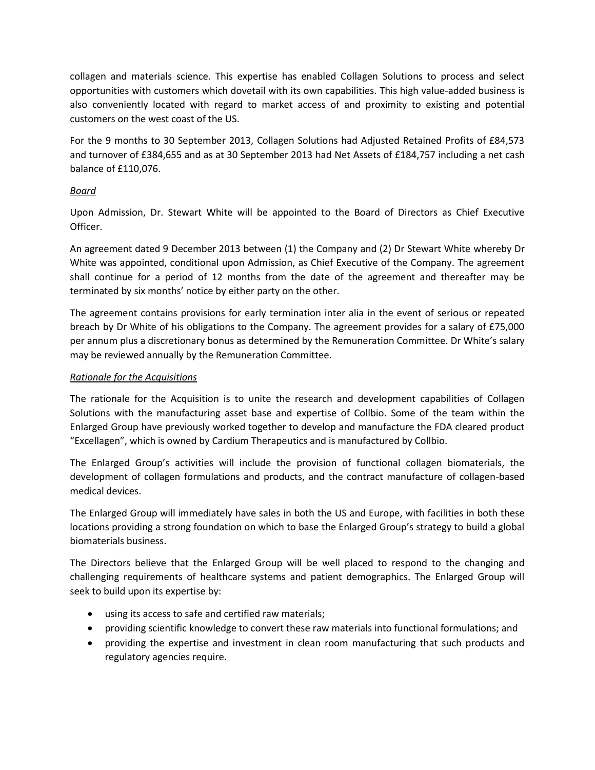collagen and materials science. This expertise has enabled Collagen Solutions to process and select opportunities with customers which dovetail with its own capabilities. This high value-added business is also conveniently located with regard to market access of and proximity to existing and potential customers on the west coast of the US.

For the 9 months to 30 September 2013, Collagen Solutions had Adjusted Retained Profits of £84,573 and turnover of £384,655 and as at 30 September 2013 had Net Assets of £184,757 including a net cash balance of £110,076.

*Board*

Upon Admission, Dr. Stewart White will be appointed to the Board of Directors as Chief Executive Officer.

An agreement dated 9 December 2013 between (1) the Company and (2) Dr Stewart White whereby Dr White was appointed, conditional upon Admission, as Chief Executive of the Company. The agreement shall continue for a period of 12 months from the date of the agreement and thereafter may be terminated by six months' notice by either party on the other.

The agreement contains provisions for early termination inter alia in the event of serious or repeated breach by Dr White of his obligations to the Company. The agreement provides for a salary of £75,000 per annum plus a discretionary bonus as determined by the Remuneration Committee. Dr White's salary may be reviewed annually by the Remuneration Committee.

*Rationale for the Acquisitions*

The rationale for the Acquisition is to unite the research and development capabilities of Collagen Solutions with the manufacturing asset base and expertise of Collbio. Some of the team within the Enlarged Group have previously worked together to develop and manufacture the FDA cleared product "Excellagen", which is owned by Cardium Therapeutics and is manufactured by Collbio.

The Enlarged Group's activities will include the provision of functional collagen biomaterials, the development of collagen formulations and products, and the contract manufacture of collagen-based medical devices.

The Enlarged Group will immediately have sales in both the US and Europe, with facilities in both these locations providing a strong foundation on which to base the Enlarged Group's strategy to build a global biomaterials business.

The Directors believe that the Enlarged Group will be well placed to respond to the changing and challenging requirements of healthcare systems and patient demographics. The Enlarged Group will seek to build upon its expertise by:

- using its access to safe and certified raw materials;
- providing scientific knowledge to convert these raw materials into functional formulations; and
- providing the expertise and investment in clean room manufacturing that such products and regulatory agencies require.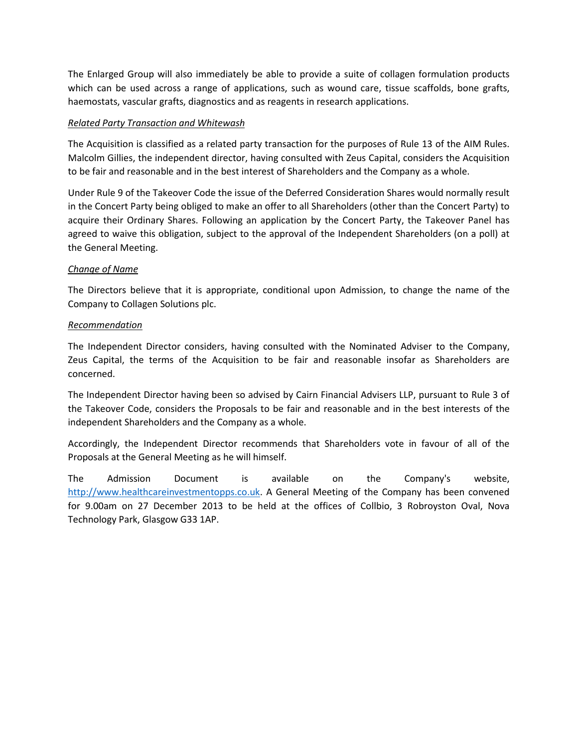The Enlarged Group will also immediately be able to provide a suite of collagen formulation products which can be used across a range of applications, such as wound care, tissue scaffolds, bone grafts, haemostats, vascular grafts, diagnostics and as reagents in research applications.

*Related Party Transaction and Whitewash*

The Acquisition is classified as a related party transaction for the purposes of Rule 13 of the AIM Rules. Malcolm Gillies, the independent director, having consulted with Zeus Capital, considers the Acquisition to be fair and reasonable and in the best interest of Shareholders and the Company as a whole.

Under Rule 9 of the Takeover Code the issue of the Deferred Consideration Shares would normally result in the Concert Party being obliged to make an offer to all Shareholders (other than the Concert Party) to acquire their Ordinary Shares. Following an application by the Concert Party, the Takeover Panel has agreed to waive this obligation, subject to the approval of the Independent Shareholders (on a poll) at the General Meeting.

*Change of Name*

The Directors believe that it is appropriate, conditional upon Admission, to change the name of the Company to Collagen Solutions plc.

*Recommendation*

The Independent Director considers, having consulted with the Nominated Adviser to the Company, Zeus Capital, the terms of the Acquisition to be fair and reasonable insofar as Shareholders are concerned.

The Independent Director having been so advised by Cairn Financial Advisers LLP, pursuant to Rule 3 of the Takeover Code, considers the Proposals to be fair and reasonable and in the best interests of the independent Shareholders and the Company as a whole.

Accordingly, the Independent Director recommends that Shareholders vote in favour of all of the Proposals at the General Meeting as he will himself.

The Admission Document is available on the Company's website, http://www.healthcareinvestmentopps.co.uk. A General Meeting of the Company has been convened for 9.00am on 27 December 2013 to be held at the offices of Collbio, 3 Robroyston Oval, Nova Technology Park, Glasgow G33 1AP.